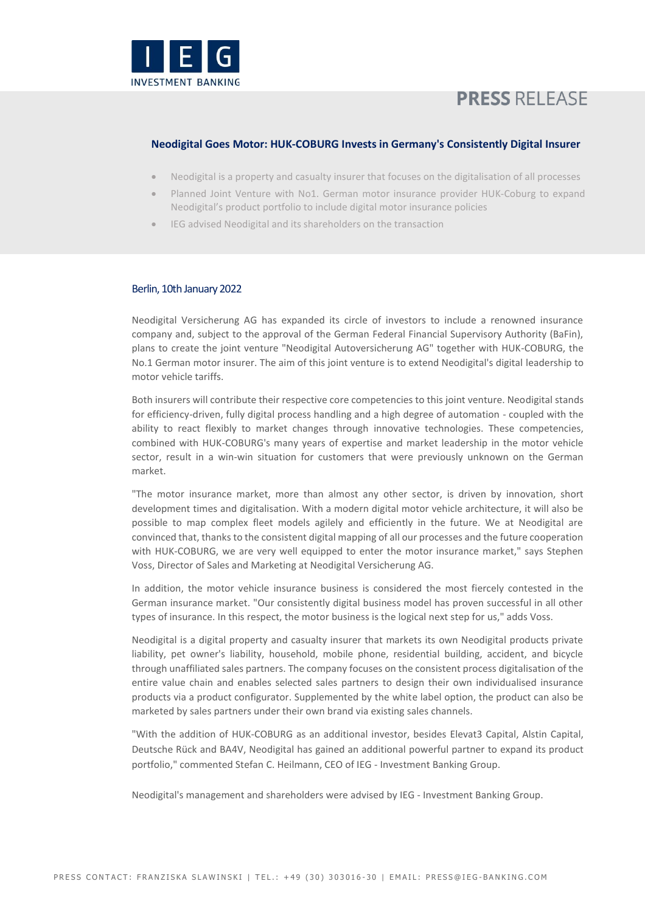# PRESS RELEASE

## Neodigital Goes Motor: HUK-COBURG Invests in Germany's Consistently Digital Insurer

- Neodigital is a property and casualty insurer that focuses on the digitalisation of all processes
- Planned Joint Venture with No1. German motor insurance provider HUK-Coburg to expand Neodigital's product portfolio to include digital motor insurance policies
- IEG advised Neodigital and its shareholders on the transaction

Berlin, 10th January 2022

Neodigital Versicherung AG has expanded its circle of investors to include a renowned insurance company and, subject to the approval of the German Federal Financial Supervisory Authority (BaFin), plans to create the joint venture "Neodigital Autoversicherung AG" together with HUK-COBURG, the No.1 German motor insurer. The aim of this joint venture is to extend Neodigital's digital leadership to motor vehicle tariffs.

Both insurers will contribute their respective core competencies to this joint venture. Neodigital stands for efficiency-driven, fully digital process handling and a high degree of automation - coupled with the ability to react flexibly to market changes through innovative technologies. These competencies, combined with HUK-COBURG's many years of expertise and market leadership in the motor vehicle sector, result in a win-win situation for customers that were previously unknown on the German market.

"The motor insurance market, more than almost any other sector, is driven by innovation, short development times and digitalisation. With a modern digital motor vehicle architecture, it will also be possible to map complex fleet models agilely and efficiently in the future. We at Neodigital are convinced that, thanks to the consistent digital mapping of all our processes and the future cooperation with HUK-COBURG, we are very well equipped to enter the motor insurance market," says Stephen Voss, Director of Sales and Marketing at Neodigital Versicherung AG.

In addition, the motor vehicle insurance business is considered the most fiercely contested in the German insurance market. "Our consistently digital business model has proven successful in all other types of insurance. In this respect, the motor business is the logical next step for us," adds Voss.

Neodigital is a digital property and casualty insurer that markets its own Neodigital products private liability, pet owner's liability, household, mobile phone, residential building, accident, and bicycle through unaffiliated sales partners. The company focuses on the consistent process digitalisation of the entire value chain and enables selected sales partners to design their own individualised insurance products via a product configurator. Supplemented by the white label option, the product can also be marketed by sales partners under their own brand via existing sales channels.

"With the addition of HUK-COBURG as an additional investor, besides Elevat3 Capital, Alstin Capital, Deutsche Rück and BA4V, Neodigital has gained an additional powerful partner to expand its product portfolio," commented Stefan C. Heilmann, CEO of IEG - Investment Banking Group.

Neodigital's management and shareholders were advised by IEG - Investment Banking Group.

PRESS CONTACT: FRANZISKA SLAWINSKI | TEL.: +49 (30) 303016-30 | EMAIL: PRESS@IEG-BANKING.COM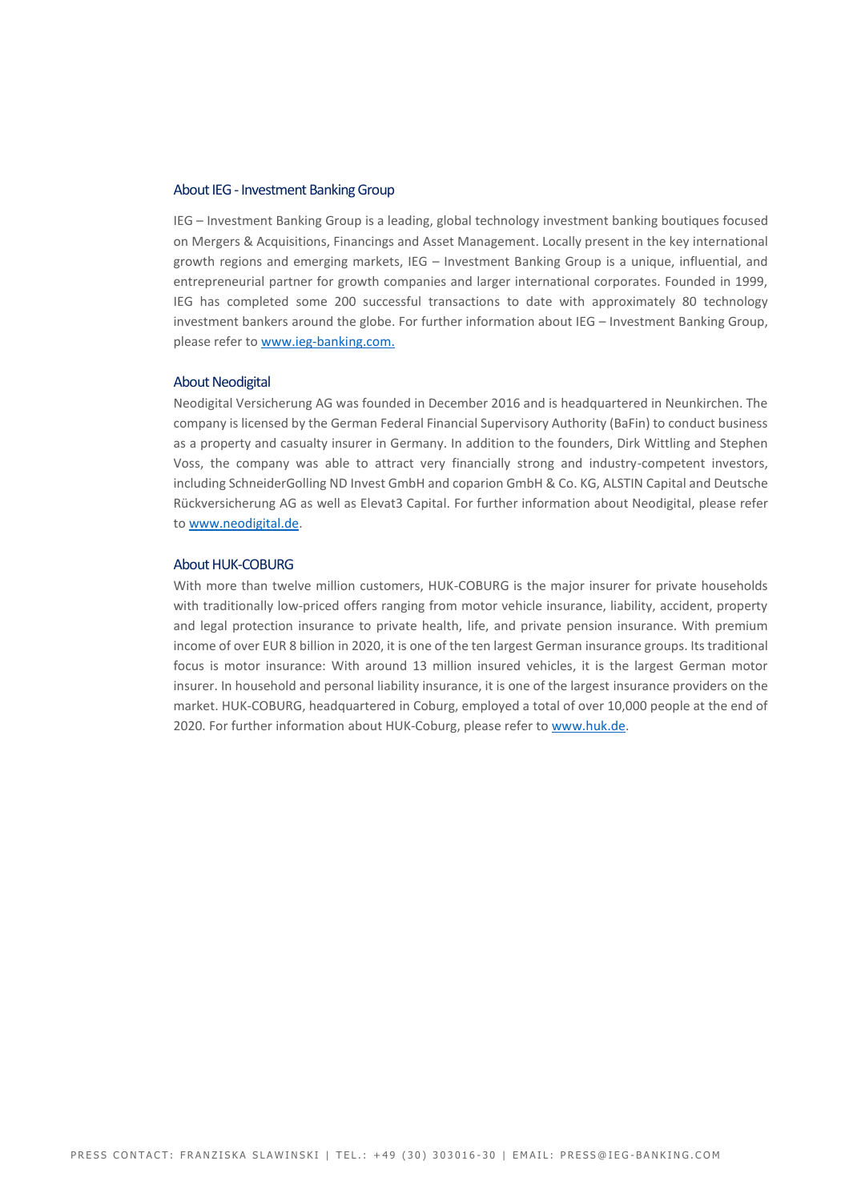## About IEG - Investment Banking Group

IEG – Investment Banking Group is a leading, global technology investment banking boutiques focused on Mergers & Acquisitions, Financings and Asset Management. Locally present in the key international growth regions and emerging markets, IEG – Investment Banking Group is a unique, influential, and entrepreneurial partner for growth companies and larger international corporates. Founded in 1999, IEG has completed some 200 successful transactions to date with approximately 80 technology investment bankers around the globe. For further information about IEG – Investment Banking Group, please refer to [www.ieg-banking.com.](http://www.ieg-banking.com)

## About Neodigital

Neodigital Versicherung AG was founded in December 2016 and is headquartered in Neunkirchen. The company is licensed by the German Federal Financial Supervisory Authority (BaFin) to conduct business as a property and casualty insurer in Germany. In addition to the founders, Dirk Wittling and Stephen Voss, the company was able to attract very financially strong and industry-competent investors, including SchneiderGolling ND Invest GmbH and coparion GmbH & Co. KG, ALSTIN Capital and Deutsche Rückversicherung AG as well as Elevat3 Capital. For further information about Neodigital, please refer to [www.neodigital.de](http://www.neodigital.de).

## About HUK-COBURG

With more than twelve million customers, HUK-COBURG is the major insurer for private households with traditionally low-priced offers ranging from motor vehicle insurance, liability, accident, property and legal protection insurance to private health, life, and private pension insurance. With premium income of over EUR 8 billion in 2020, it is one of the ten largest German insurance groups. Its traditional focus is motor insurance: With around 13 million insured vehicles, it is the largest German motor insurer. In household and personal liability insurance, it is one of the largest insurance providers on the market. HUK-COBURG, headquartered in Coburg, employed a total of over 10,000 people at the end of 2020. For further information about HUK-Coburg, please refer to [www.huk.de](http://www.huk.de).

PRESS CONTACT: FRANZISKA SLAWINSKI | TEL.: +49 (30) 303016-30 | EMAIL: PRESS@IEG-BANKING.COM